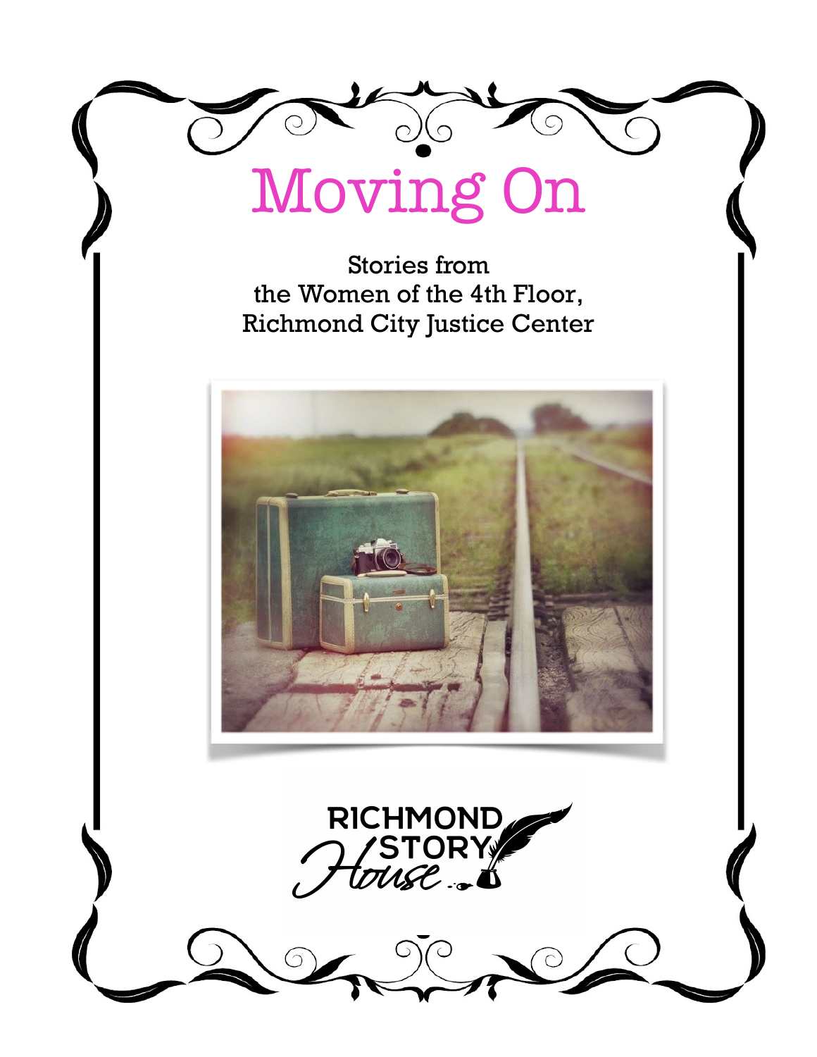# Moving On

Stories from
the Women of the 4th Floor,
Richmond City Justice Center

RICHMOND STORY House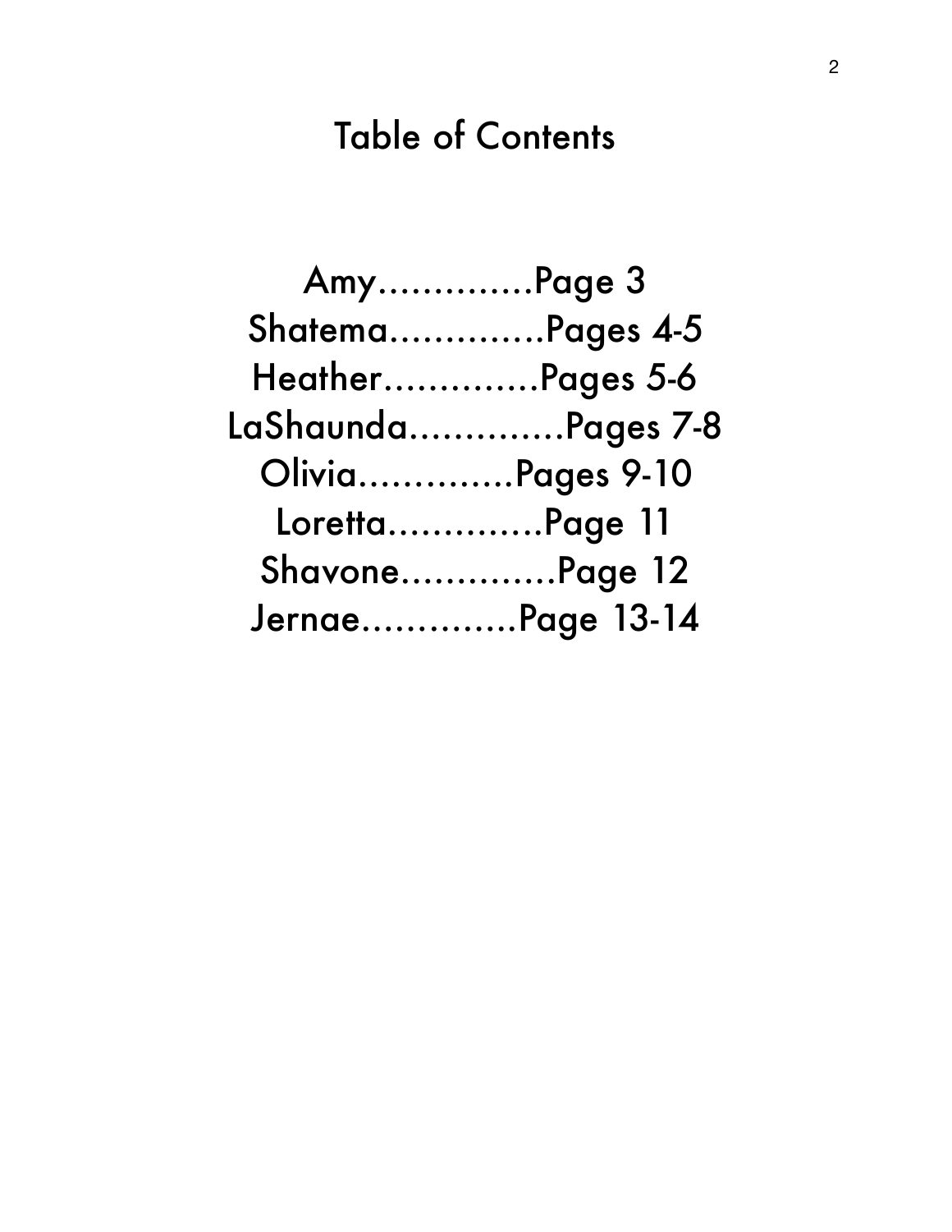# Table of Contents

Amy..............Page 3

Shatema..............Pages 4-5

Heather..............Pages 5-6

LaShaunda..............Pages 7-8

Olivia..............Pages 9-10

Loretta..............Page 11

Shavone..............Page 12

Jernae..............Page 13-14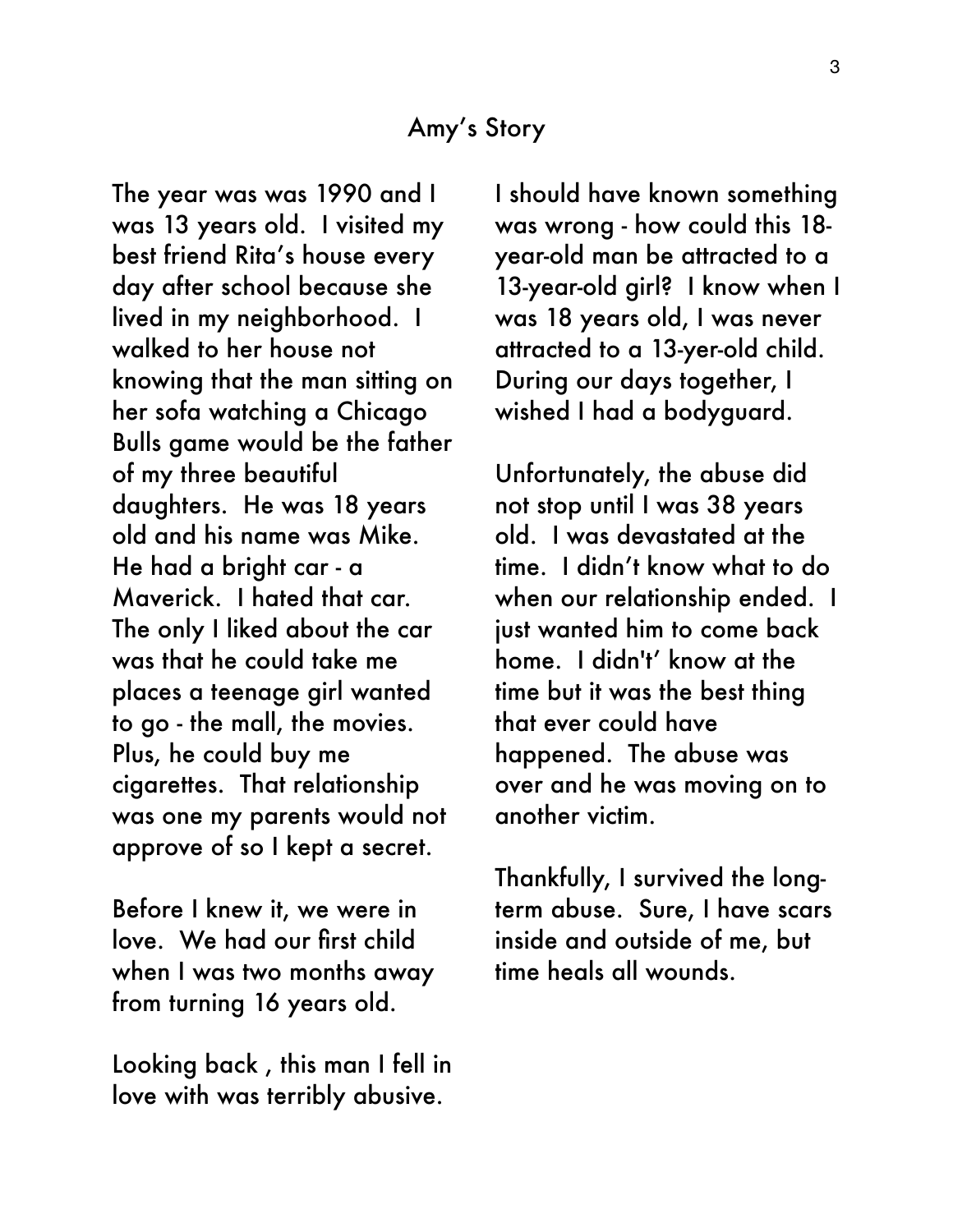## Amy's Story

The year was was 1990 and I was 13 years old. I visited my best friend Rita's house every day after school because she lived in my neighborhood. I walked to her house not knowing that the man sitting on her sofa watching a Chicago Bulls game would be the father of my three beautiful daughters. He was 18 years old and his name was Mike. He had a bright car - a Maverick. I hated that car. The only I liked about the car was that he could take me places a teenage girl wanted to go - the mall, the movies. Plus, he could buy me cigarettes. That relationship was one my parents would not approve of so I kept a secret.

Before I knew it, we were in love. We had our first child when I was two months away from turning 16 years old.

Looking back , this man I fell in love with was terribly abusive. I should have known something was wrong - how could this 18-year-old man be attracted to a 13-year-old girl? I know when I was 18 years old, I was never attracted to a 13-yer-old child. During our days together, I wished I had a bodyguard.

Unfortunately, the abuse did not stop until I was 38 years old. I was devastated at the time. I didn't know what to do when our relationship ended. I just wanted him to come back home. I didn't' know at the time but it was the best thing that ever could have happened. The abuse was over and he was moving on to another victim.

Thankfully, I survived the long-term abuse. Sure, I have scars inside and outside of me, but time heals all wounds.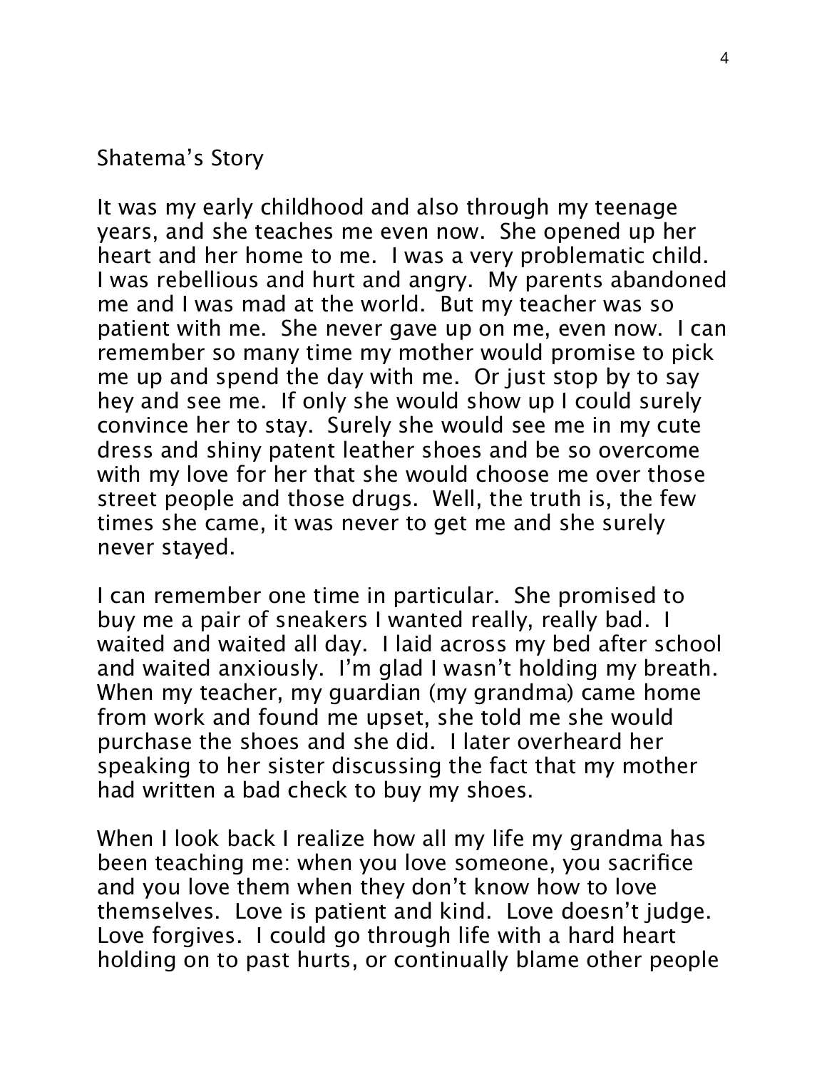## Shatema's Story

It was my early childhood and also through my teenage years, and she teaches me even now. She opened up her heart and her home to me. I was a very problematic child. I was rebellious and hurt and angry. My parents abandoned me and I was mad at the world. But my teacher was so patient with me. She never gave up on me, even now. I can remember so many time my mother would promise to pick me up and spend the day with me. Or just stop by to say hey and see me. If only she would show up I could surely convince her to stay. Surely she would see me in my cute dress and shiny patent leather shoes and be so overcome with my love for her that she would choose me over those street people and those drugs. Well, the truth is, the few times she came, it was never to get me and she surely never stayed.

I can remember one time in particular. She promised to buy me a pair of sneakers I wanted really, really bad. I waited and waited all day. I laid across my bed after school and waited anxiously. I'm glad I wasn't holding my breath. When my teacher, my guardian (my grandma) came home from work and found me upset, she told me she would purchase the shoes and she did. I later overheard her speaking to her sister discussing the fact that my mother had written a bad check to buy my shoes.

When I look back I realize how all my life my grandma has been teaching me: when you love someone, you sacrifice and you love them when they don't know how to love themselves. Love is patient and kind. Love doesn't judge. Love forgives. I could go through life with a hard heart holding on to past hurts, or continually blame other people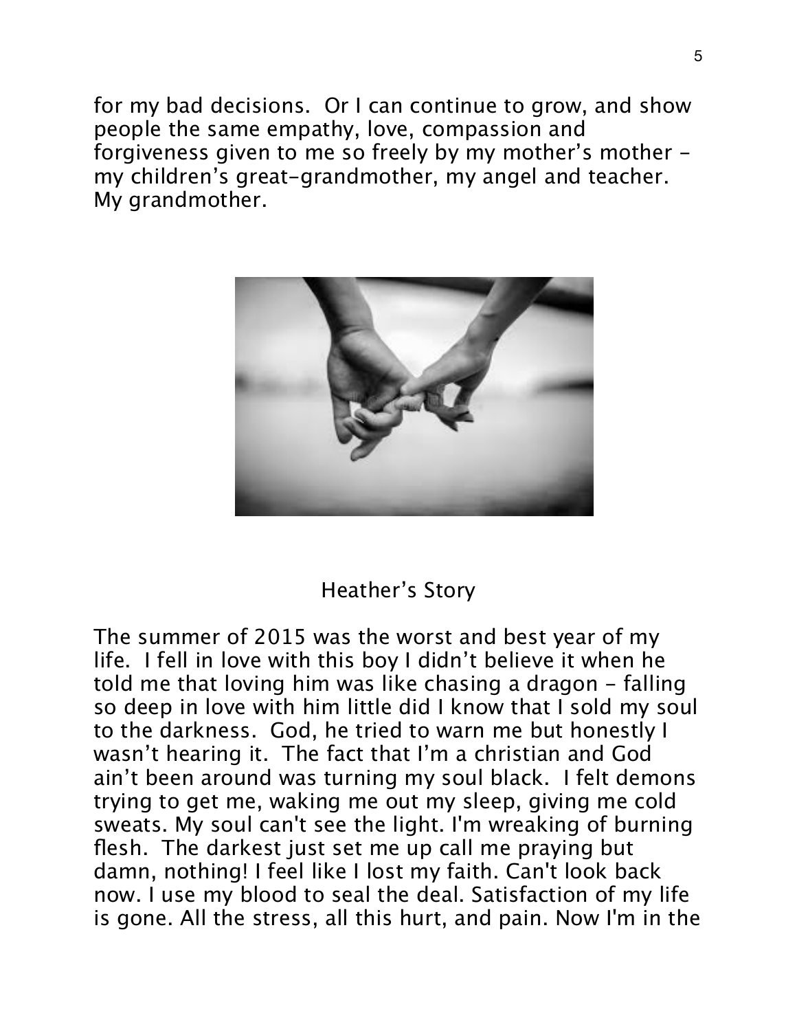for my bad decisions. Or I can continue to grow, and show people the same empathy, love, compassion and forgiveness given to me so freely by my mother's mother - my children's great-grandmother, my angel and teacher. My grandmother.

## Heather's Story

The summer of 2015 was the worst and best year of my life. I fell in love with this boy I didn't believe it when he told me that loving him was like chasing a dragon - falling so deep in love with him little did I know that I sold my soul to the darkness. God, he tried to warn me but honestly I wasn't hearing it. The fact that I'm a christian and God ain't been around was turning my soul black. I felt demons trying to get me, waking me out my sleep, giving me cold sweats. My soul can't see the light. I'm wreaking of burning flesh. The darkest just set me up call me praying but damn, nothing! I feel like I lost my faith. Can't look back now. I use my blood to seal the deal. Satisfaction of my life is gone. All the stress, all this hurt, and pain. Now I'm in the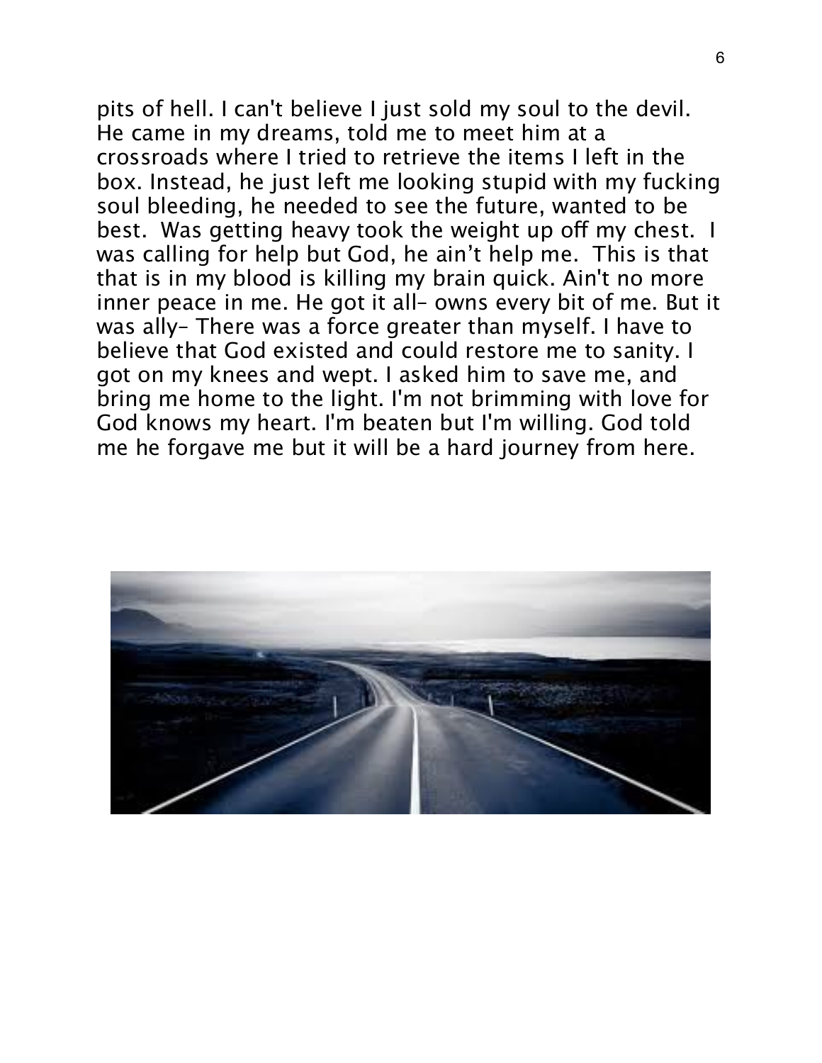pits of hell. I can't believe I just sold my soul to the devil. He came in my dreams, told me to meet him at a crossroads where I tried to retrieve the items I left in the box. Instead, he just left me looking stupid with my fucking soul bleeding, he needed to see the future, wanted to be best. Was getting heavy took the weight up off my chest. I was calling for help but God, he ain't help me. This is that that is in my blood is killing my brain quick. Ain't no more inner peace in me. He got it all– owns every bit of me. But it was ally– There was a force greater than myself. I have to believe that God existed and could restore me to sanity. I got on my knees and wept. I asked him to save me, and bring me home to the light. I'm not brimming with love for God knows my heart. I'm beaten but I'm willing. God told me he forgave me but it will be a hard journey from here.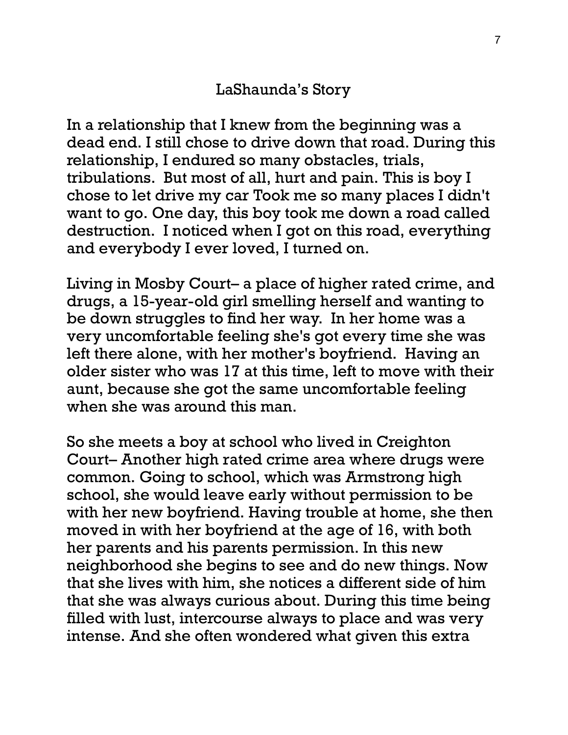## LaShaunda's Story

In a relationship that I knew from the beginning was a dead end. I still chose to drive down that road. During this relationship, I endured so many obstacles, trials, tribulations. But most of all, hurt and pain. This is boy I chose to let drive my car Took me so many places I didn't want to go. One day, this boy took me down a road called destruction. I noticed when I got on this road, everything and everybody I ever loved, I turned on.

Living in Mosby Court– a place of higher rated crime, and drugs, a 15-year-old girl smelling herself and wanting to be down struggles to find her way. In her home was a very uncomfortable feeling she's got every time she was left there alone, with her mother's boyfriend. Having an older sister who was 17 at this time, left to move with their aunt, because she got the same uncomfortable feeling when she was around this man.

So she meets a boy at school who lived in Creighton Court– Another high rated crime area where drugs were common. Going to school, which was Armstrong high school, she would leave early without permission to be with her new boyfriend. Having trouble at home, she then moved in with her boyfriend at the age of 16, with both her parents and his parents permission. In this new neighborhood she begins to see and do new things. Now that she lives with him, she notices a different side of him that she was always curious about. During this time being filled with lust, intercourse always to place and was very intense. And she often wondered what given this extra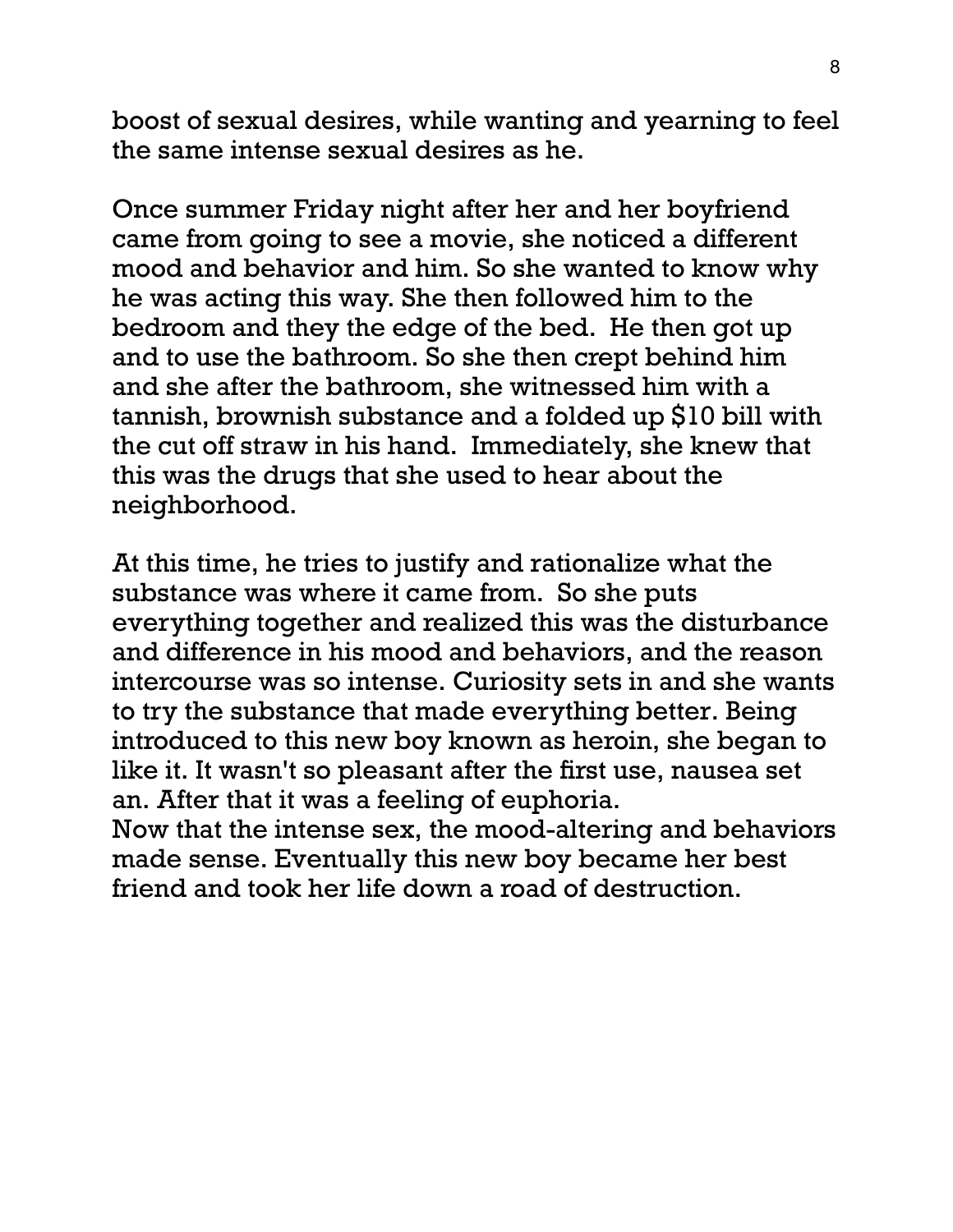boost of sexual desires, while wanting and yearning to feel the same intense sexual desires as he.

Once summer Friday night after her and her boyfriend came from going to see a movie, she noticed a different mood and behavior and him. So she wanted to know why he was acting this way. She then followed him to the bedroom and they the edge of the bed. He then got up and to use the bathroom. So she then crept behind him and she after the bathroom, she witnessed him with a tannish, brownish substance and a folded up $10 bill with the cut off straw in his hand. Immediately, she knew that this was the drugs that she used to hear about the neighborhood.

At this time, he tries to justify and rationalize what the substance was where it came from. So she puts everything together and realized this was the disturbance and difference in his mood and behaviors, and the reason intercourse was so intense. Curiosity sets in and she wants to try the substance that made everything better. Being introduced to this new boy known as heroin, she began to like it. It wasn't so pleasant after the first use, nausea set an. After that it was a feeling of euphoria.
Now that the intense sex, the mood-altering and behaviors made sense. Eventually this new boy became her best friend and took her life down a road of destruction.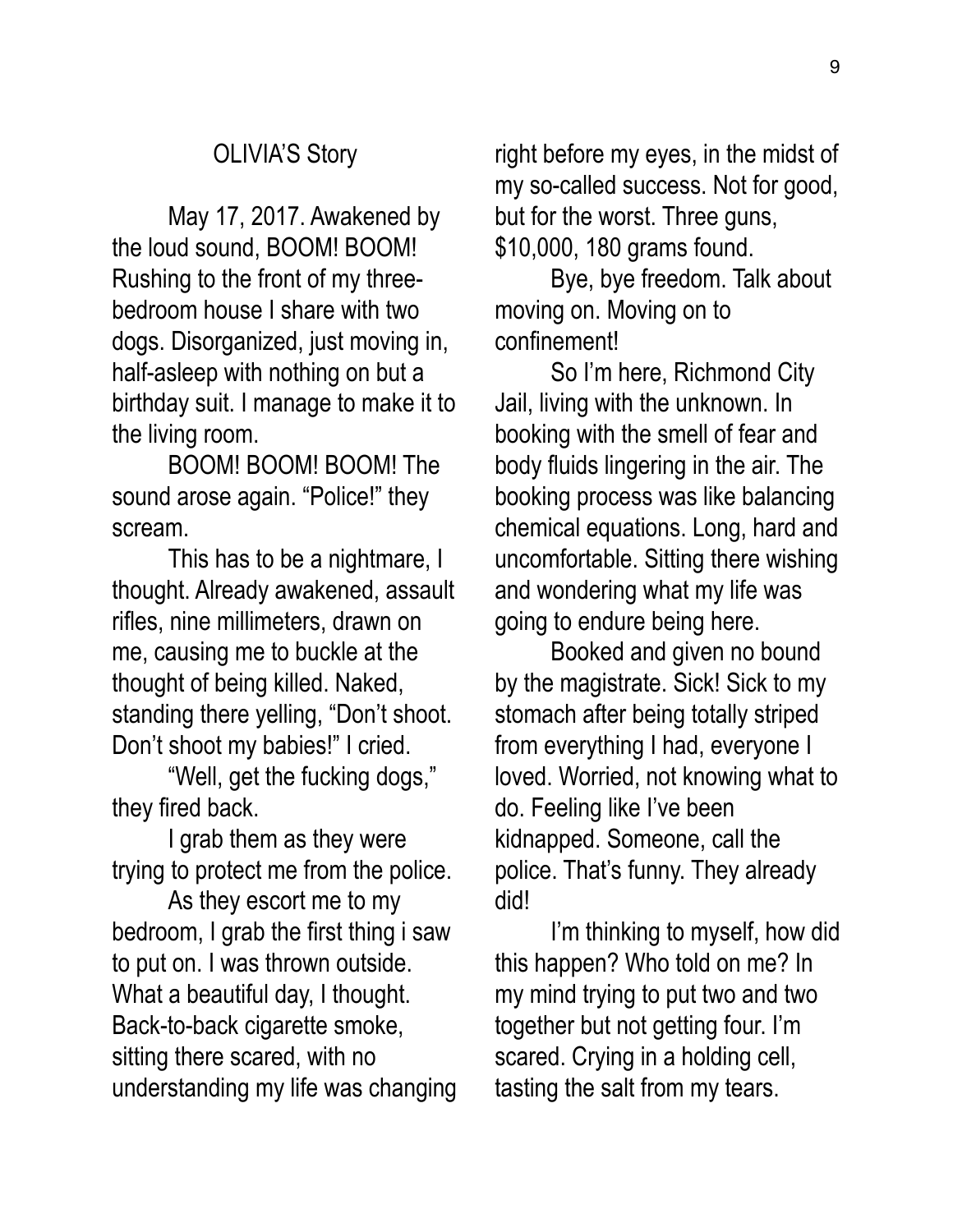## OLIVIA'S Story

May 17, 2017. Awakened by the loud sound, BOOM! BOOM! Rushing to the front of my three-bedroom house I share with two dogs. Disorganized, just moving in, half-asleep with nothing on but a birthday suit. I manage to make it to the living room.

BOOM! BOOM! BOOM! The sound arose again. "Police!" they scream.

This has to be a nightmare, I thought. Already awakened, assault rifles, nine millimeters, drawn on me, causing me to buckle at the thought of being killed. Naked, standing there yelling, "Don't shoot. Don't shoot my babies!" I cried.

"Well, get the fucking dogs," they fired back.

I grab them as they were trying to protect me from the police.

As they escort me to my bedroom, I grab the first thing i saw to put on. I was thrown outside. What a beautiful day, I thought. Back-to-back cigarette smoke, sitting there scared, with no understanding my life was changing right before my eyes, in the midst of my so-called success. Not for good, but for the worst. Three guns, $10,000, 180 grams found.

Bye, bye freedom. Talk about moving on. Moving on to confinement!

So I'm here, Richmond City Jail, living with the unknown. In booking with the smell of fear and body fluids lingering in the air. The booking process was like balancing chemical equations. Long, hard and uncomfortable. Sitting there wishing and wondering what my life was going to endure being here.

Booked and given no bound by the magistrate. Sick! Sick to my stomach after being totally striped from everything I had, everyone I loved. Worried, not knowing what to do. Feeling like I've been kidnapped. Someone, call the police. That's funny. They already did!

I'm thinking to myself, how did this happen? Who told on me? In my mind trying to put two and two together but not getting four. I'm scared. Crying in a holding cell, tasting the salt from my tears.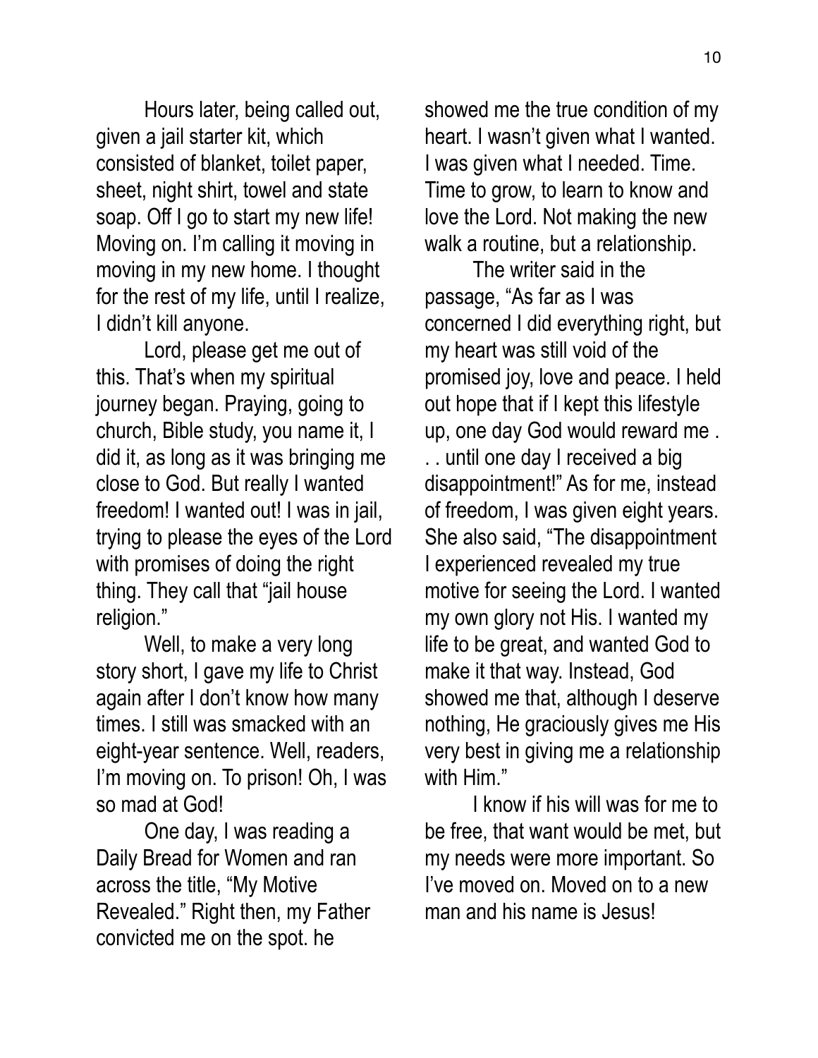Hours later, being called out, given a jail starter kit, which consisted of blanket, toilet paper, sheet, night shirt, towel and state soap. Off I go to start my new life! Moving on. I'm calling it moving in moving in my new home. I thought for the rest of my life, until I realize, I didn't kill anyone.

Lord, please get me out of this. That's when my spiritual journey began. Praying, going to church, Bible study, you name it, I did it, as long as it was bringing me close to God. But really I wanted freedom! I wanted out! I was in jail, trying to please the eyes of the Lord with promises of doing the right thing. They call that "jail house religion."

Well, to make a very long story short, I gave my life to Christ again after I don't know how many times. I still was smacked with an eight-year sentence. Well, readers, I'm moving on. To prison! Oh, I was so mad at God!

One day, I was reading a Daily Bread for Women and ran across the title, "My Motive Revealed." Right then, my Father convicted me on the spot. he showed me the true condition of my heart. I wasn't given what I wanted. I was given what I needed. Time. Time to grow, to learn to know and love the Lord. Not making the new walk a routine, but a relationship.

The writer said in the passage, "As far as I was concerned I did everything right, but my heart was still void of the promised joy, love and peace. I held out hope that if I kept this lifestyle up, one day God would reward me . . . until one day I received a big disappointment!" As for me, instead of freedom, I was given eight years. She also said, "The disappointment I experienced revealed my true motive for seeing the Lord. I wanted my own glory not His. I wanted my life to be great, and wanted God to make it that way. Instead, God showed me that, although I deserve nothing, He graciously gives me His very best in giving me a relationship with Him."

I know if his will was for me to be free, that want would be met, but my needs were more important. So I've moved on. Moved on to a new man and his name is Jesus!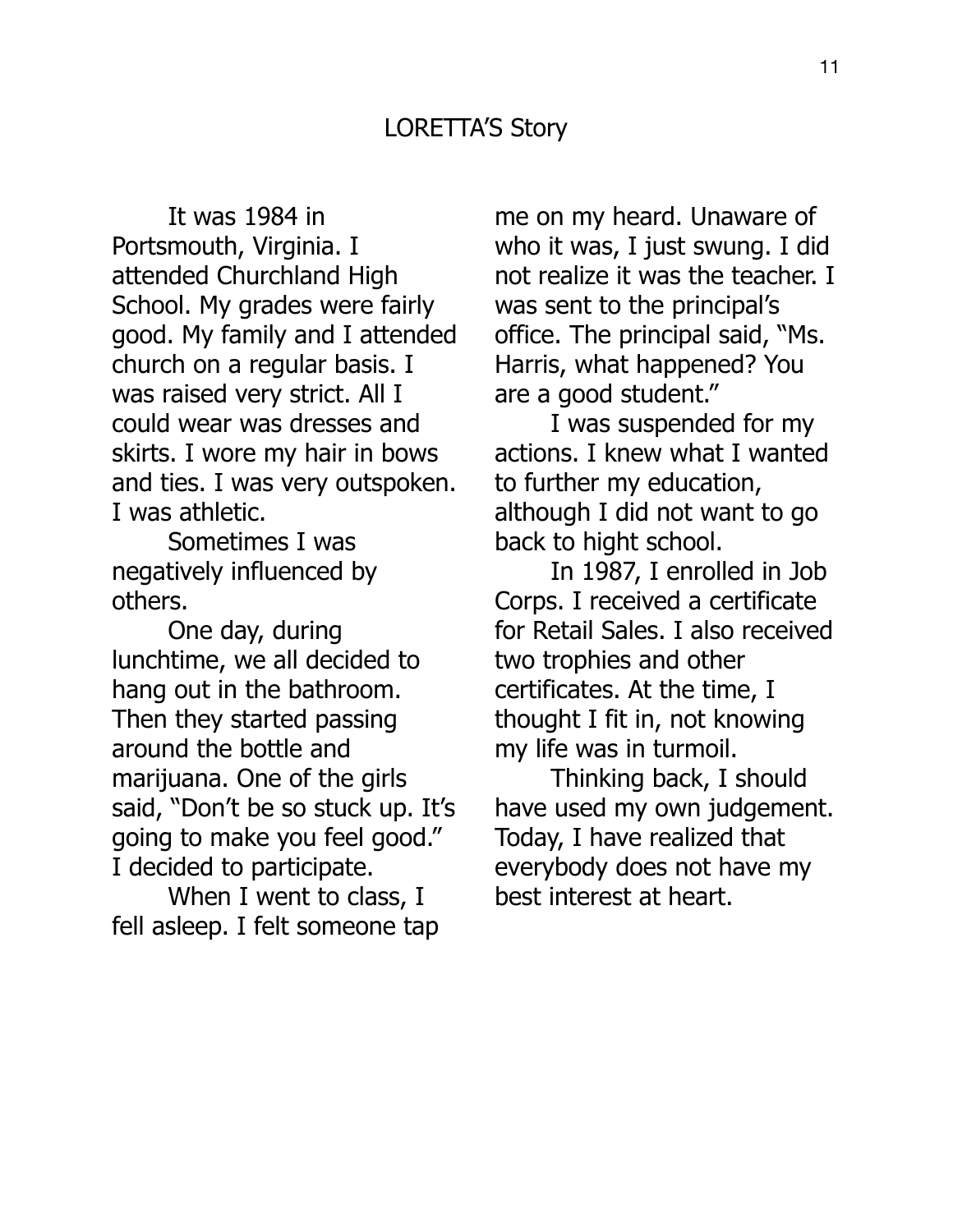# LORETTA'S Story

It was 1984 in Portsmouth, Virginia. I attended Churchland High School. My grades were fairly good. My family and I attended church on a regular basis. I was raised very strict. All I could wear was dresses and skirts. I wore my hair in bows and ties. I was very outspoken. I was athletic.

Sometimes I was negatively influenced by others.

One day, during lunchtime, we all decided to hang out in the bathroom. Then they started passing around the bottle and marijuana. One of the girls said, "Don't be so stuck up. It's going to make you feel good." I decided to participate.

When I went to class, I fell asleep. I felt someone tap me on my heard. Unaware of who it was, I just swung. I did not realize it was the teacher. I was sent to the principal's office. The principal said, "Ms. Harris, what happened? You are a good student."

I was suspended for my actions. I knew what I wanted to further my education, although I did not want to go back to hight school.

In 1987, I enrolled in Job Corps. I received a certificate for Retail Sales. I also received two trophies and other certificates. At the time, I thought I fit in, not knowing my life was in turmoil.

Thinking back, I should have used my own judgement. Today, I have realized that everybody does not have my best interest at heart.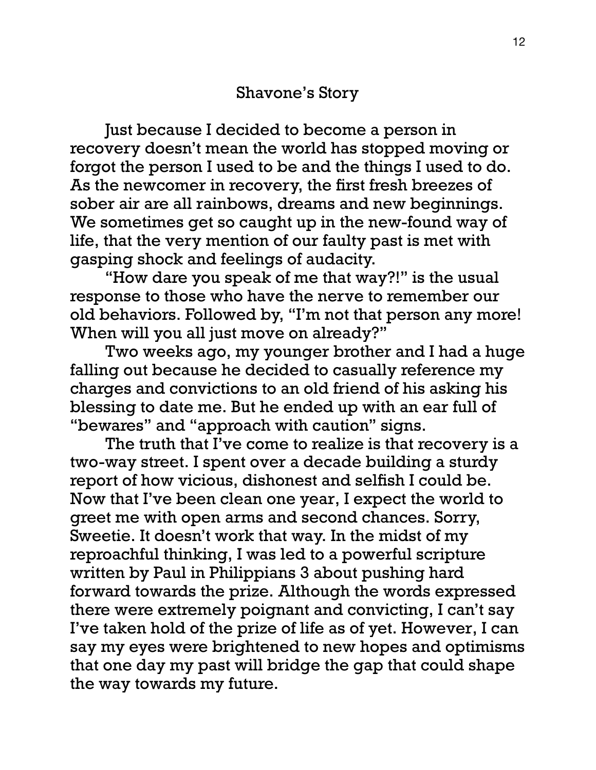## Shavone's Story

Just because I decided to become a person in recovery doesn't mean the world has stopped moving or forgot the person I used to be and the things I used to do. As the newcomer in recovery, the first fresh breezes of sober air are all rainbows, dreams and new beginnings. We sometimes get so caught up in the new-found way of life, that the very mention of our faulty past is met with gasping shock and feelings of audacity.

"How dare you speak of me that way?!" is the usual response to those who have the nerve to remember our old behaviors. Followed by, "I'm not that person any more! When will you all just move on already?"

Two weeks ago, my younger brother and I had a huge falling out because he decided to casually reference my charges and convictions to an old friend of his asking his blessing to date me. But he ended up with an ear full of "bewares" and "approach with caution" signs.

The truth that I've come to realize is that recovery is a two-way street. I spent over a decade building a sturdy report of how vicious, dishonest and selfish I could be. Now that I've been clean one year, I expect the world to greet me with open arms and second chances. Sorry, Sweetie. It doesn't work that way. In the midst of my reproachful thinking, I was led to a powerful scripture written by Paul in Philippians 3 about pushing hard forward towards the prize. Although the words expressed there were extremely poignant and convicting, I can't say I've taken hold of the prize of life as of yet. However, I can say my eyes were brightened to new hopes and optimisms that one day my past will bridge the gap that could shape the way towards my future.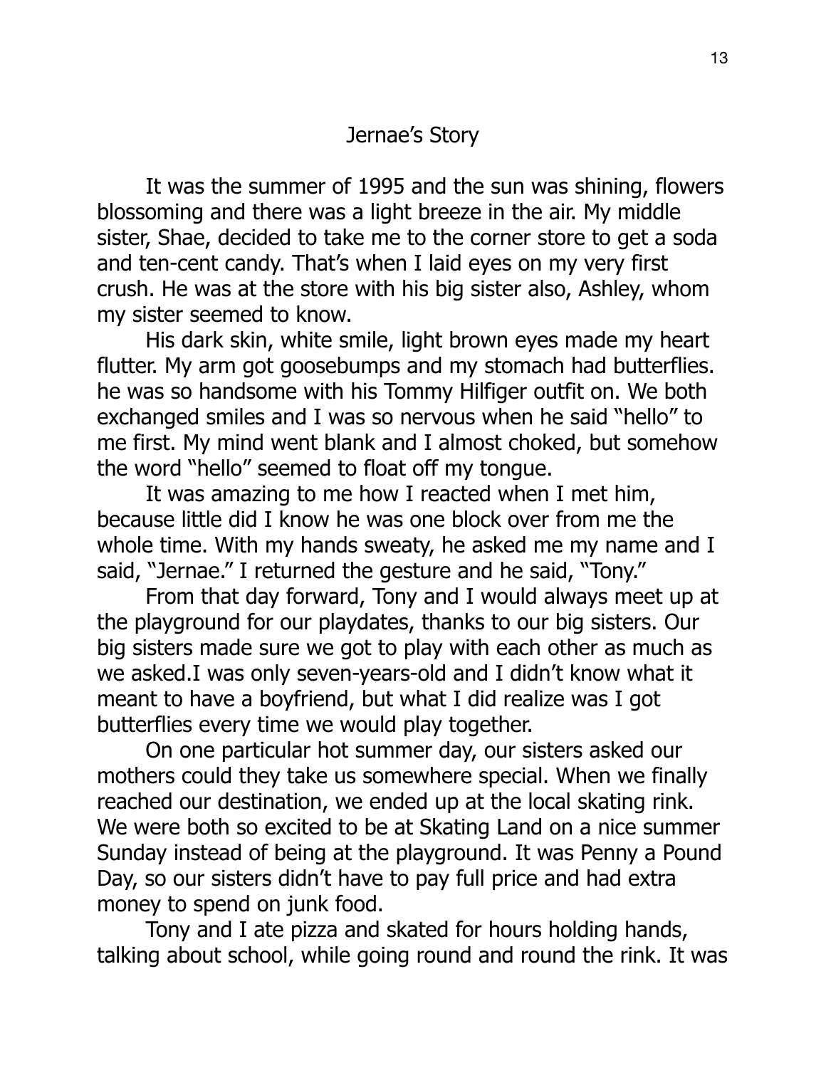## Jernae's Story

It was the summer of 1995 and the sun was shining, flowers blossoming and there was a light breeze in the air. My middle sister, Shae, decided to take me to the corner store to get a soda and ten-cent candy. That's when I laid eyes on my very first crush. He was at the store with his big sister also, Ashley, whom my sister seemed to know.

His dark skin, white smile, light brown eyes made my heart flutter. My arm got goosebumps and my stomach had butterflies. he was so handsome with his Tommy Hilfiger outfit on. We both exchanged smiles and I was so nervous when he said "hello" to me first. My mind went blank and I almost choked, but somehow the word "hello" seemed to float off my tongue.

It was amazing to me how I reacted when I met him, because little did I know he was one block over from me the whole time. With my hands sweaty, he asked me my name and I said, "Jernae." I returned the gesture and he said, "Tony."

From that day forward, Tony and I would always meet up at the playground for our playdates, thanks to our big sisters. Our big sisters made sure we got to play with each other as much as we asked.I was only seven-years-old and I didn't know what it meant to have a boyfriend, but what I did realize was I got butterflies every time we would play together.

On one particular hot summer day, our sisters asked our mothers could they take us somewhere special. When we finally reached our destination, we ended up at the local skating rink. We were both so excited to be at Skating Land on a nice summer Sunday instead of being at the playground. It was Penny a Pound Day, so our sisters didn't have to pay full price and had extra money to spend on junk food.

Tony and I ate pizza and skated for hours holding hands, talking about school, while going round and round the rink. It was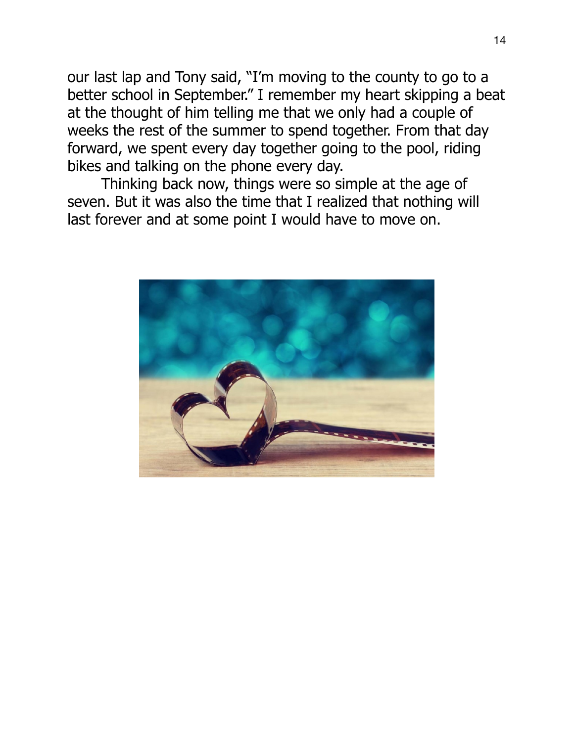our last lap and Tony said, "I'm moving to the county to go to a better school in September." I remember my heart skipping a beat at the thought of him telling me that we only had a couple of weeks the rest of the summer to spend together. From that day forward, we spent every day together going to the pool, riding bikes and talking on the phone every day.

Thinking back now, things were so simple at the age of seven. But it was also the time that I realized that nothing will last forever and at some point I would have to move on.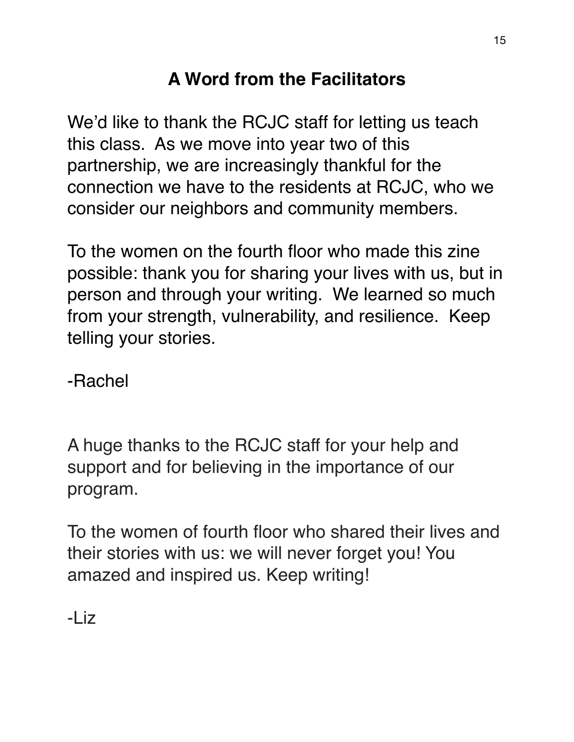# A Word from the Facilitators

We'd like to thank the RCJC staff for letting us teach this class. As we move into year two of this partnership, we are increasingly thankful for the connection we have to the residents at RCJC, who we consider our neighbors and community members.

To the women on the fourth floor who made this zine possible: thank you for sharing your lives with us, but in person and through your writing. We learned so much from your strength, vulnerability, and resilience. Keep telling your stories.

-Rachel

A huge thanks to the RCJC staff for your help and support and for believing in the importance of our program.

To the women of fourth floor who shared their lives and their stories with us: we will never forget you! You amazed and inspired us. Keep writing!

-Liz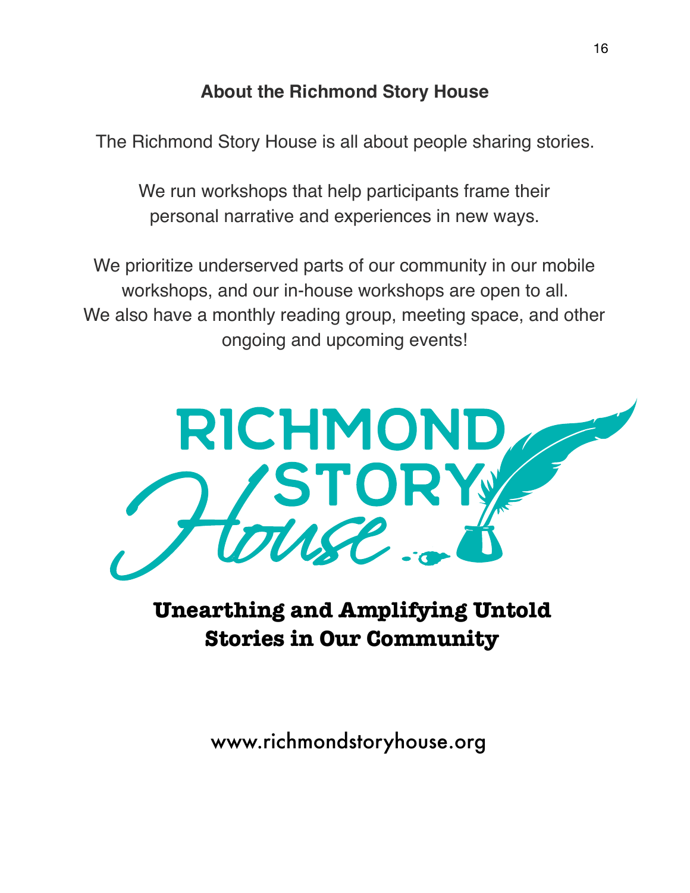## About the Richmond Story House

The Richmond Story House is all about people sharing stories.

We run workshops that help participants frame their personal narrative and experiences in new ways.

We prioritize underserved parts of our community in our mobile workshops, and our in-house workshops are open to all. We also have a monthly reading group, meeting space, and other ongoing and upcoming events!

RICHMOND STORY House

**Unearthing and Amplifying Untold Stories in Our Community**

www.richmondstoryhouse.org